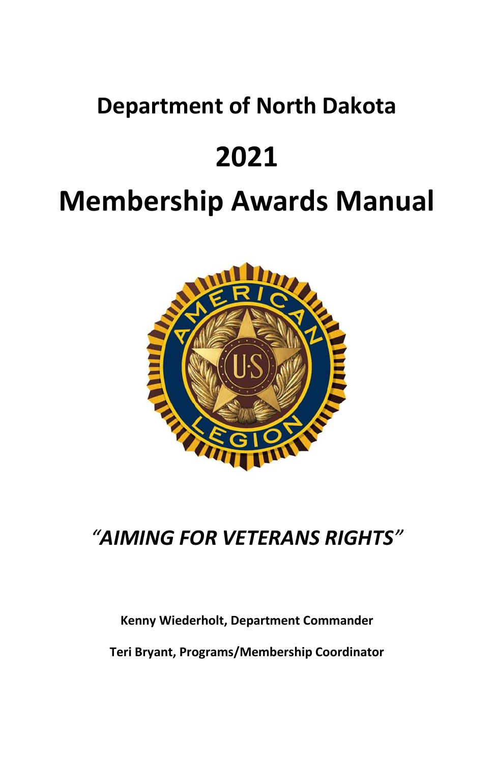# Department of North Dakota

# 2021

# Membership Awards Manual

*"AIMING FOR VETERANS RIGHTS"*

**Kenny Wiederholt, Department Commander**

**Teri Bryant, Programs/Membership Coordinator**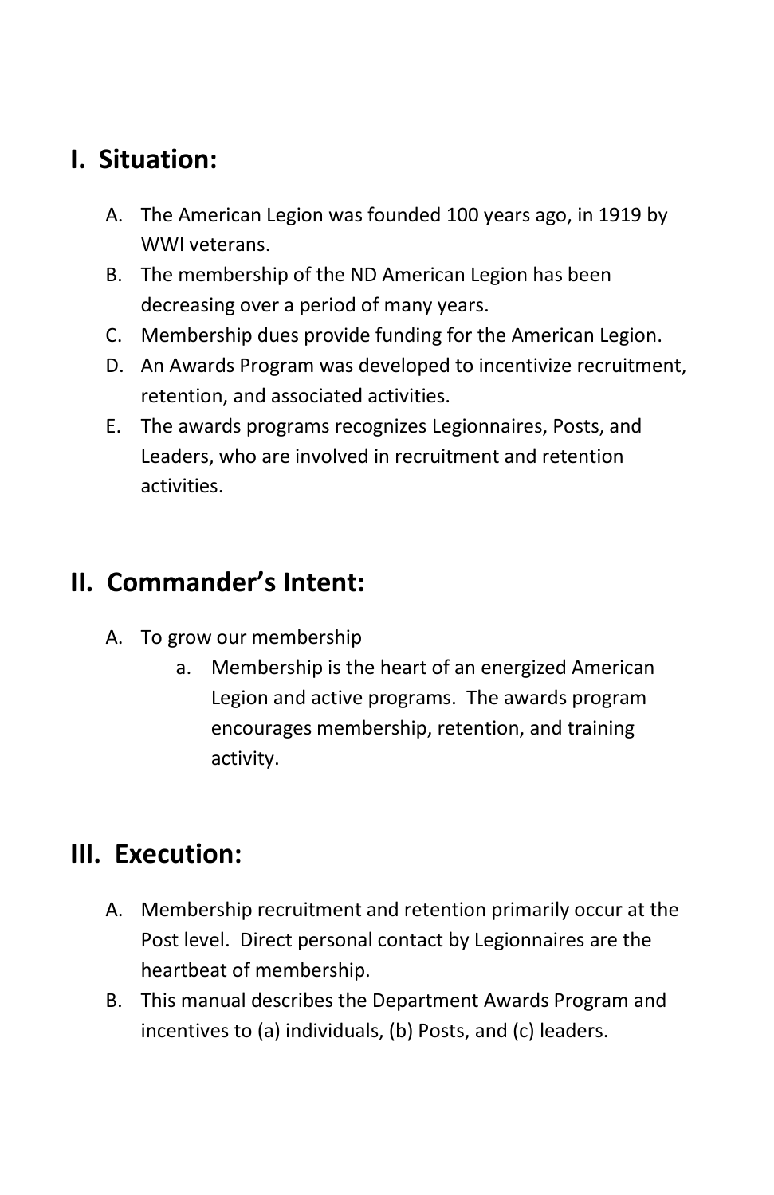## I. Situation:

A. The American Legion was founded 100 years ago, in 1919 by WWI veterans.
B. The membership of the ND American Legion has been decreasing over a period of many years.
C. Membership dues provide funding for the American Legion.
D. An Awards Program was developed to incentivize recruitment, retention, and associated activities.
E. The awards programs recognizes Legionnaires, Posts, and Leaders, who are involved in recruitment and retention activities.

## II. Commander's Intent:

A. To grow our membership
   a. Membership is the heart of an energized American Legion and active programs. The awards program encourages membership, retention, and training activity.

## III. Execution:

A. Membership recruitment and retention primarily occur at the Post level. Direct personal contact by Legionnaires are the heartbeat of membership.
B. This manual describes the Department Awards Program and incentives to (a) individuals, (b) Posts, and (c) leaders.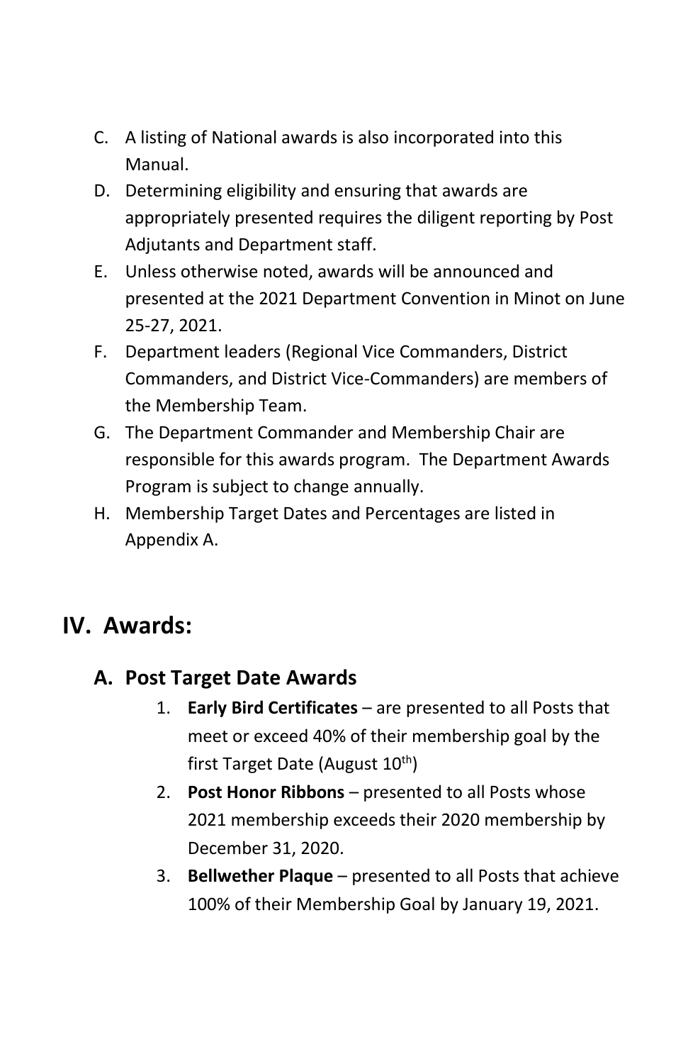C. A listing of National awards is also incorporated into this Manual.

D. Determining eligibility and ensuring that awards are appropriately presented requires the diligent reporting by Post Adjutants and Department staff.

E. Unless otherwise noted, awards will be announced and presented at the 2021 Department Convention in Minot on June 25-27, 2021.

F. Department leaders (Regional Vice Commanders, District Commanders, and District Vice-Commanders) are members of the Membership Team.

G. The Department Commander and Membership Chair are responsible for this awards program. The Department Awards Program is subject to change annually.

H. Membership Target Dates and Percentages are listed in Appendix A.

# IV. Awards:

## A. Post Target Date Awards

1. **Early Bird Certificates** – are presented to all Posts that meet or exceed 40% of their membership goal by the first Target Date (August 10th)
2. **Post Honor Ribbons** – presented to all Posts whose 2021 membership exceeds their 2020 membership by December 31, 2020.
3. **Bellwether Plaque** – presented to all Posts that achieve 100% of their Membership Goal by January 19, 2021.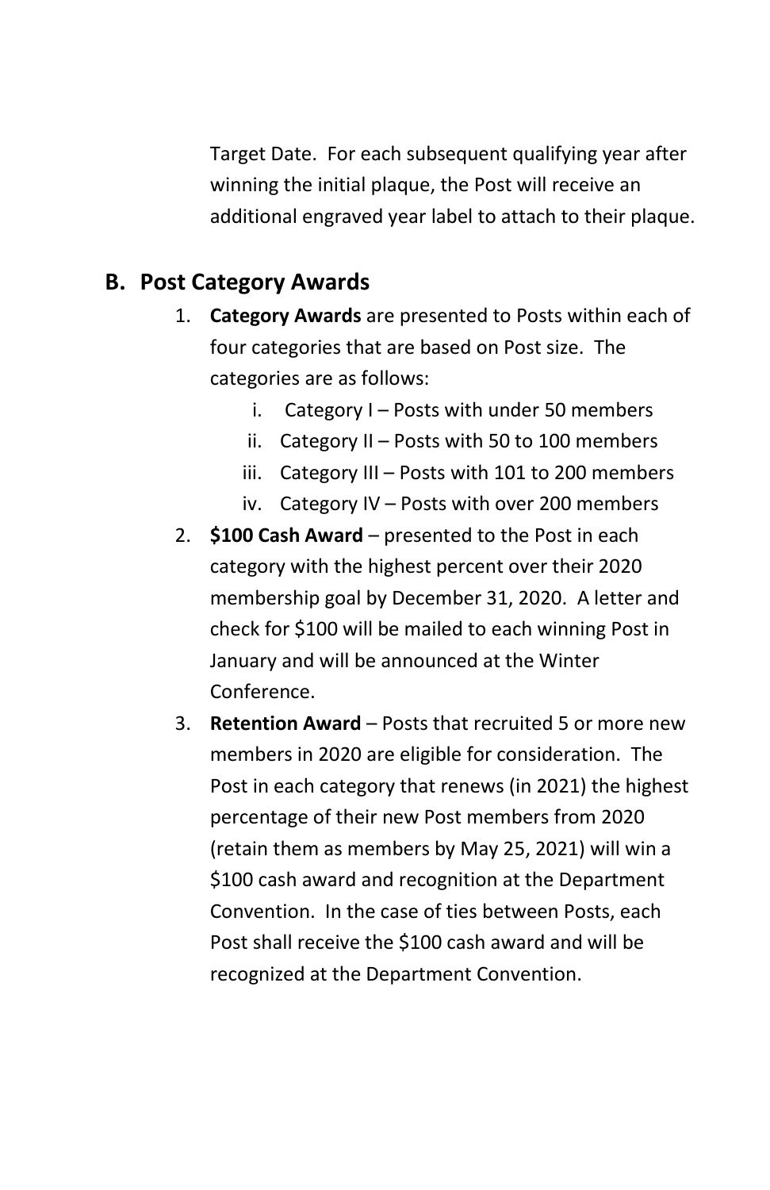Target Date. For each subsequent qualifying year after winning the initial plaque, the Post will receive an additional engraved year label to attach to their plaque.

## B. Post Category Awards

1. **Category Awards** are presented to Posts within each of four categories that are based on Post size. The categories are as follows:
    i. Category I – Posts with under 50 members
    ii. Category II – Posts with 50 to 100 members
    iii. Category III – Posts with 101 to 200 members
    iv. Category IV – Posts with over 200 members
2. **$100 Cash Award** – presented to the Post in each category with the highest percent over their 2020 membership goal by December 31, 2020. A letter and check for $100 will be mailed to each winning Post in January and will be announced at the Winter Conference.
3. **Retention Award** – Posts that recruited 5 or more new members in 2020 are eligible for consideration. The Post in each category that renews (in 2021) the highest percentage of their new Post members from 2020 (retain them as members by May 25, 2021) will win a $100 cash award and recognition at the Department Convention. In the case of ties between Posts, each Post shall receive the $100 cash award and will be recognized at the Department Convention.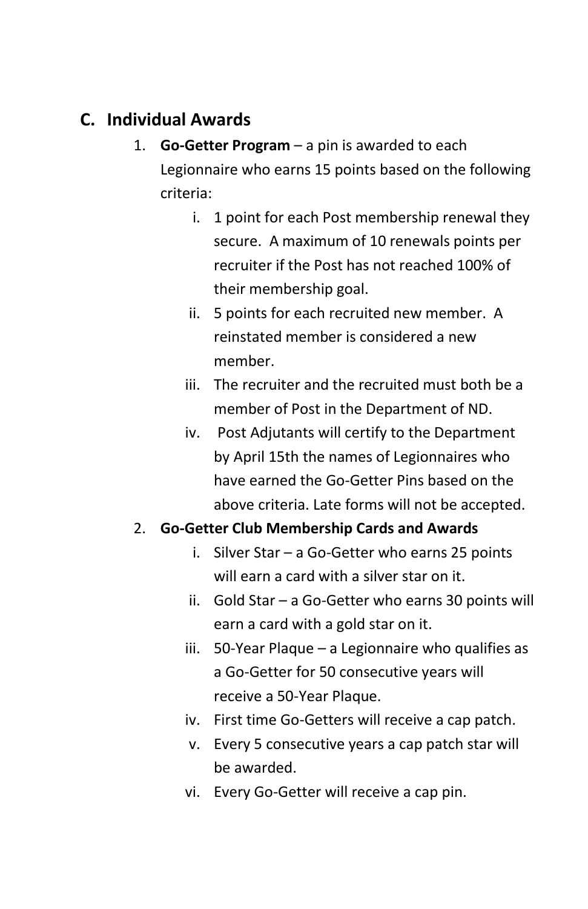## C. Individual Awards

1. **Go-Getter Program** – a pin is awarded to each Legionnaire who earns 15 points based on the following criteria:
    i. 1 point for each Post membership renewal they secure. A maximum of 10 renewals points per recruiter if the Post has not reached 100% of their membership goal.
    ii. 5 points for each recruited new member. A reinstated member is considered a new member.
    iii. The recruiter and the recruited must both be a member of Post in the Department of ND.
    iv. Post Adjutants will certify to the Department by April 15th the names of Legionnaires who have earned the Go-Getter Pins based on the above criteria. Late forms will not be accepted.
2. **Go-Getter Club Membership Cards and Awards**
    i. Silver Star – a Go-Getter who earns 25 points will earn a card with a silver star on it.
    ii. Gold Star – a Go-Getter who earns 30 points will earn a card with a gold star on it.
    iii. 50-Year Plaque – a Legionnaire who qualifies as a Go-Getter for 50 consecutive years will receive a 50-Year Plaque.
    iv. First time Go-Getters will receive a cap patch.
    v. Every 5 consecutive years a cap patch star will be awarded.
    vi. Every Go-Getter will receive a cap pin.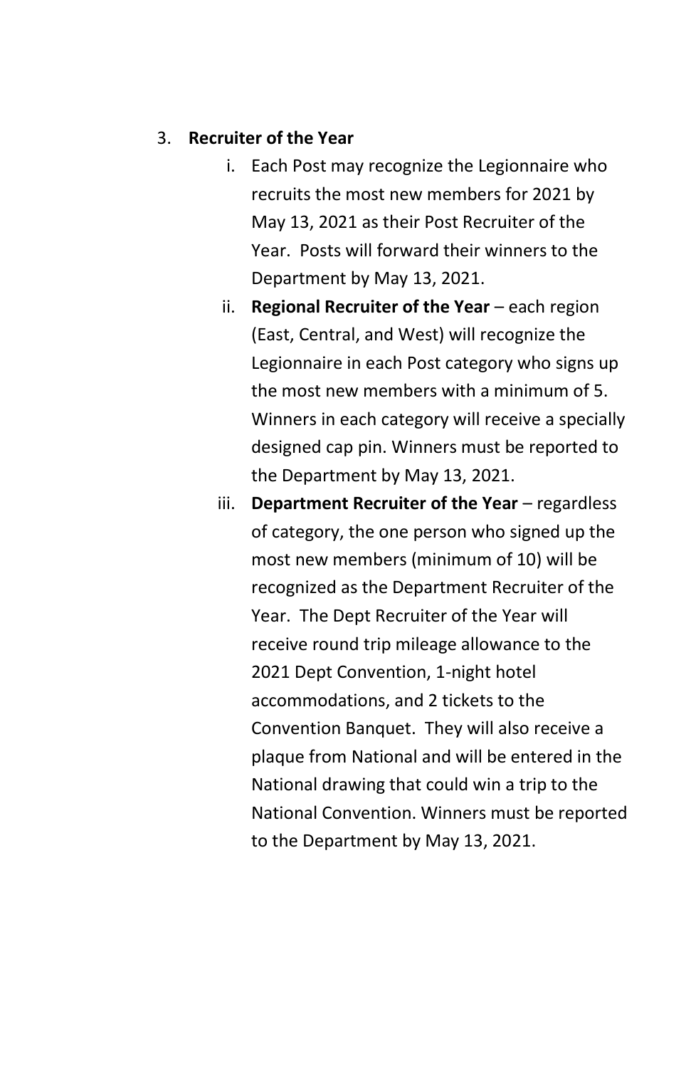3. **Recruiter of the Year**

    i. Each Post may recognize the Legionnaire who recruits the most new members for 2021 by May 13, 2021 as their Post Recruiter of the Year. Posts will forward their winners to the Department by May 13, 2021.

    ii. **Regional Recruiter of the Year** – each region (East, Central, and West) will recognize the Legionnaire in each Post category who signs up the most new members with a minimum of 5. Winners in each category will receive a specially designed cap pin. Winners must be reported to the Department by May 13, 2021.

    iii. **Department Recruiter of the Year** – regardless of category, the one person who signed up the most new members (minimum of 10) will be recognized as the Department Recruiter of the Year. The Dept Recruiter of the Year will receive round trip mileage allowance to the 2021 Dept Convention, 1-night hotel accommodations, and 2 tickets to the Convention Banquet. They will also receive a plaque from National and will be entered in the National drawing that could win a trip to the National Convention. Winners must be reported to the Department by May 13, 2021.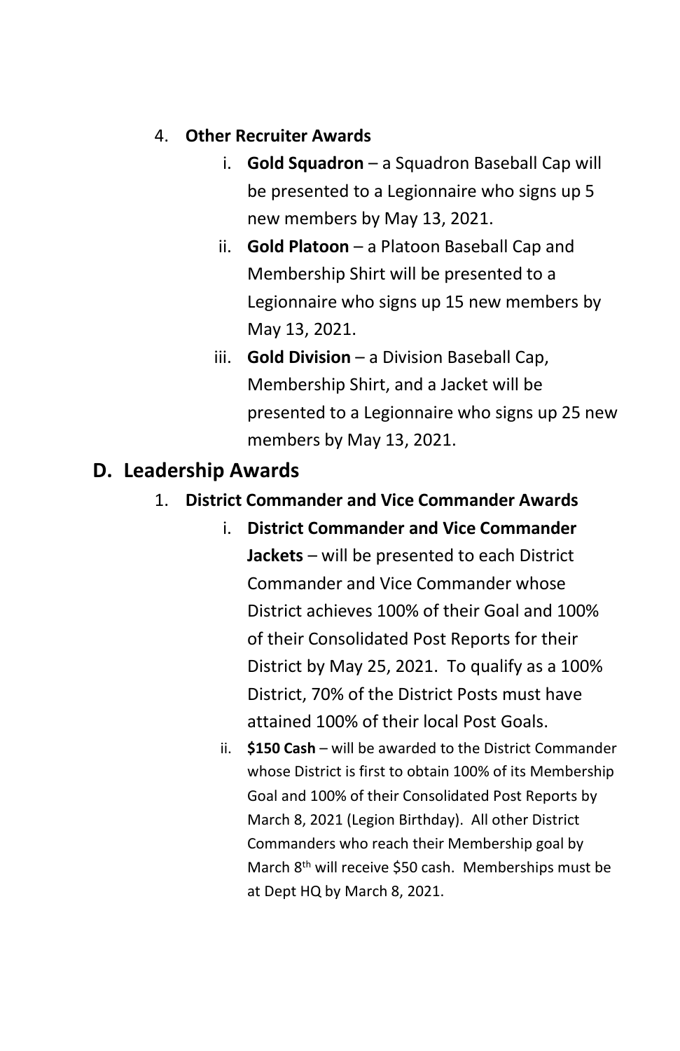4. **Other Recruiter Awards**
    i. **Gold Squadron** – a Squadron Baseball Cap will be presented to a Legionnaire who signs up 5 new members by May 13, 2021.
    ii. **Gold Platoon** – a Platoon Baseball Cap and Membership Shirt will be presented to a Legionnaire who signs up 15 new members by May 13, 2021.
    iii. **Gold Division** – a Division Baseball Cap, Membership Shirt, and a Jacket will be presented to a Legionnaire who signs up 25 new members by May 13, 2021.

## D. Leadership Awards

1. **District Commander and Vice Commander Awards**
    i. **District Commander and Vice Commander Jackets** – will be presented to each District Commander and Vice Commander whose District achieves 100% of their Goal and 100% of their Consolidated Post Reports for their District by May 25, 2021. To qualify as a 100% District, 70% of the District Posts must have attained 100% of their local Post Goals.
    ii. **$150 Cash** – will be awarded to the District Commander whose District is first to obtain 100% of its Membership Goal and 100% of their Consolidated Post Reports by March 8, 2021 (Legion Birthday). All other District Commanders who reach their Membership goal by March 8th will receive $50 cash. Memberships must be at Dept HQ by March 8, 2021.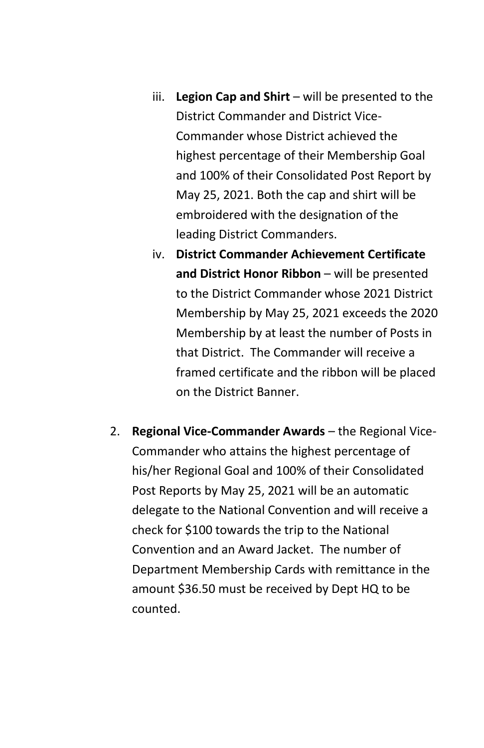iii. **Legion Cap and Shirt** – will be presented to the District Commander and District Vice-Commander whose District achieved the highest percentage of their Membership Goal and 100% of their Consolidated Post Report by May 25, 2021. Both the cap and shirt will be embroidered with the designation of the leading District Commanders.

iv. **District Commander Achievement Certificate and District Honor Ribbon** – will be presented to the District Commander whose 2021 District Membership by May 25, 2021 exceeds the 2020 Membership by at least the number of Posts in that District. The Commander will receive a framed certificate and the ribbon will be placed on the District Banner.

2. **Regional Vice-Commander Awards** – the Regional Vice-Commander who attains the highest percentage of his/her Regional Goal and 100% of their Consolidated Post Reports by May 25, 2021 will be an automatic delegate to the National Convention and will receive a check for $100 towards the trip to the National Convention and an Award Jacket. The number of Department Membership Cards with remittance in the amount $36.50 must be received by Dept HQ to be counted.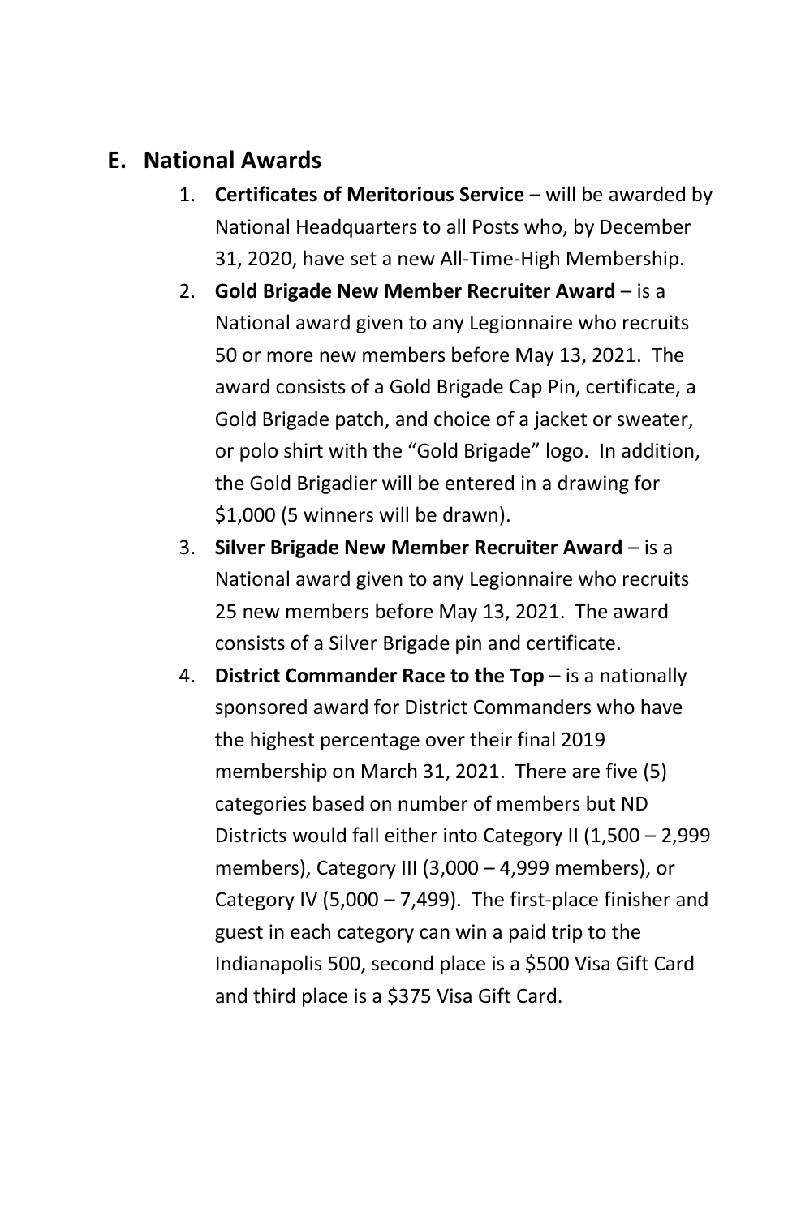## E. National Awards

1. **Certificates of Meritorious Service** – will be awarded by National Headquarters to all Posts who, by December 31, 2020, have set a new All-Time-High Membership.
2. **Gold Brigade New Member Recruiter Award** – is a National award given to any Legionnaire who recruits 50 or more new members before May 13, 2021. The award consists of a Gold Brigade Cap Pin, certificate, a Gold Brigade patch, and choice of a jacket or sweater, or polo shirt with the "Gold Brigade" logo. In addition, the Gold Brigadier will be entered in a drawing for $1,000 (5 winners will be drawn).
3. **Silver Brigade New Member Recruiter Award** – is a National award given to any Legionnaire who recruits 25 new members before May 13, 2021. The award consists of a Silver Brigade pin and certificate.
4. **District Commander Race to the Top** – is a nationally sponsored award for District Commanders who have the highest percentage over their final 2019 membership on March 31, 2021. There are five (5) categories based on number of members but ND Districts would fall either into Category II (1,500 – 2,999 members), Category III (3,000 – 4,999 members), or Category IV (5,000 – 7,499). The first-place finisher and guest in each category can win a paid trip to the Indianapolis 500, second place is a $500 Visa Gift Card and third place is a $375 Visa Gift Card.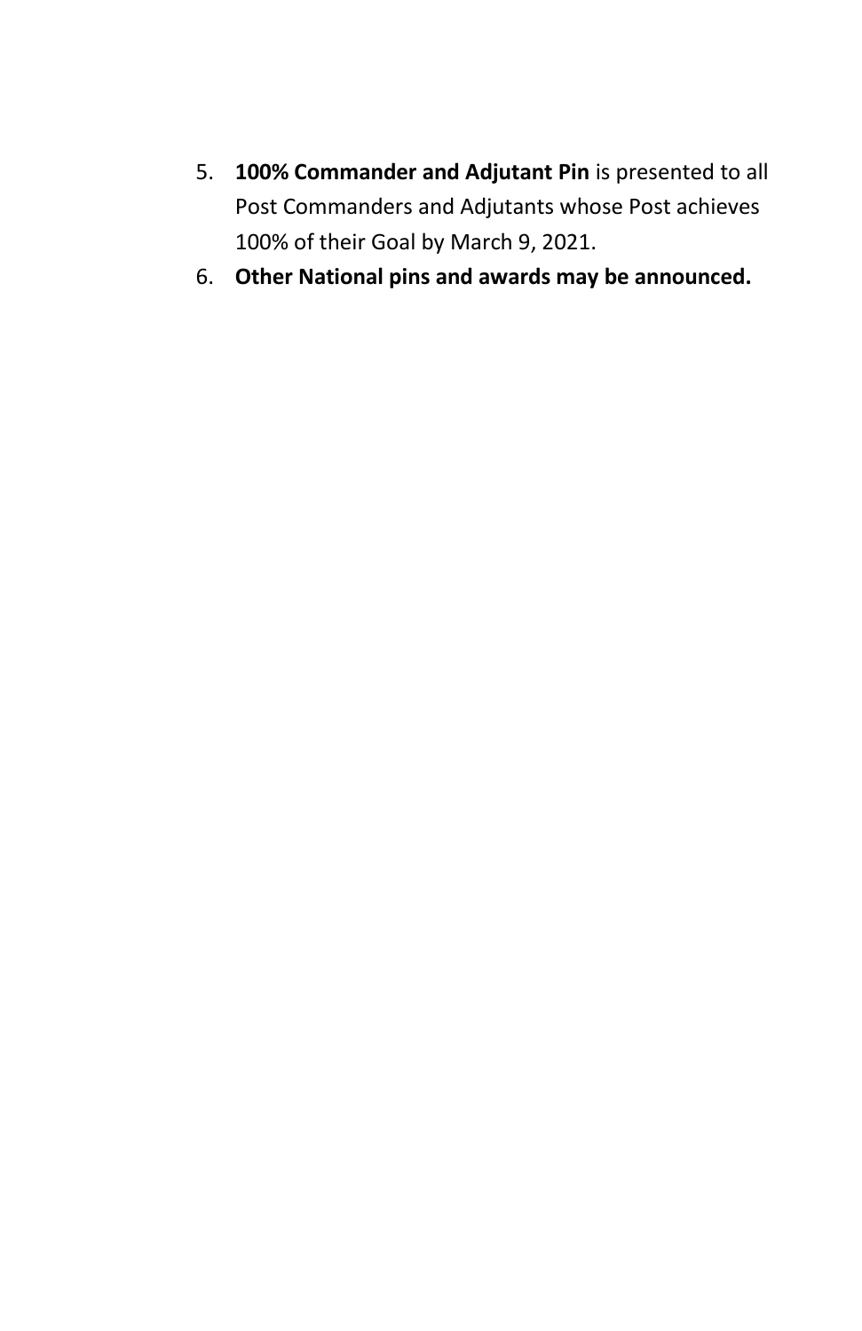5. **100% Commander and Adjutant Pin** is presented to all Post Commanders and Adjutants whose Post achieves 100% of their Goal by March 9, 2021.
6. **Other National pins and awards may be announced.**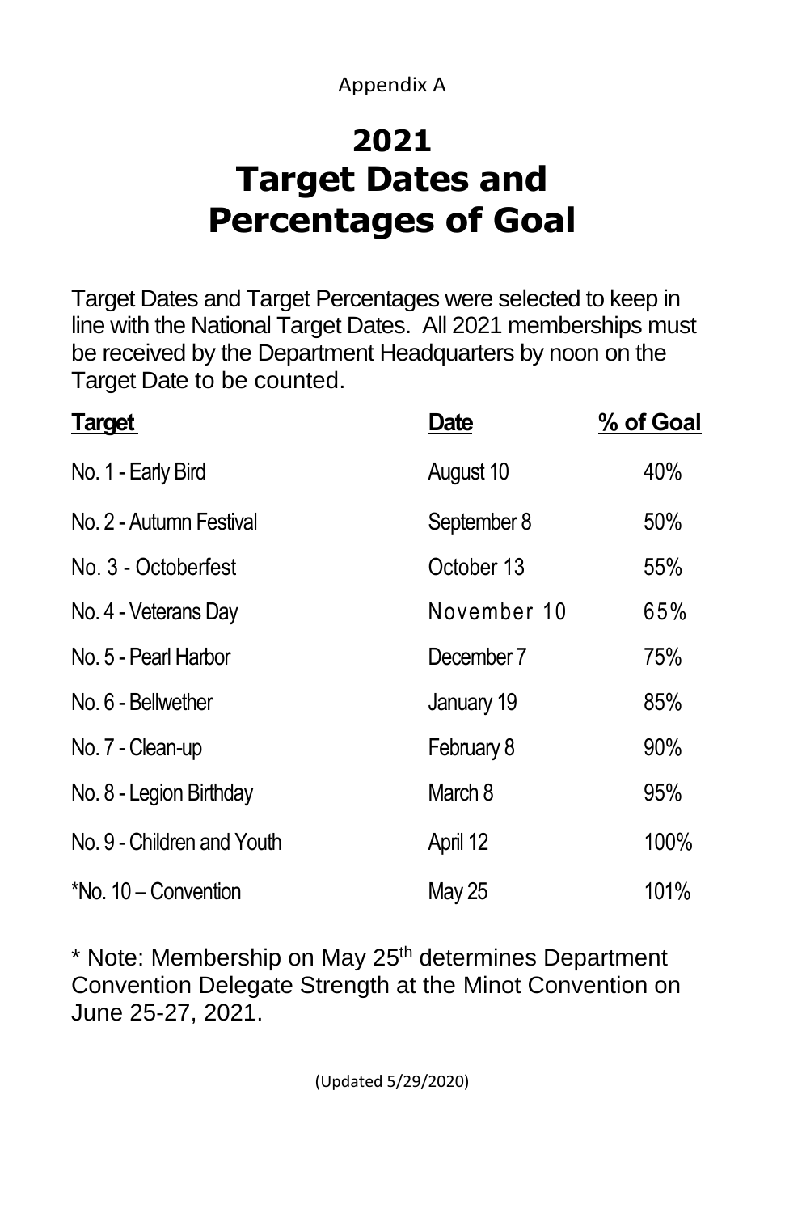Appendix A

# 2021 Target Dates and Percentages of Goal

Target Dates and Target Percentages were selected to keep in line with the National Target Dates. All 2021 memberships must be received by the Department Headquarters by noon on the Target Date to be counted.

| Target | Date | % of Goal |
|---|---|---|
| No. 1 - Early Bird | August 10 | 40% |
| No. 2 - Autumn Festival | September 8 | 50% |
| No. 3 - Octoberfest | October 13 | 55% |
| No. 4 - Veterans Day | November 10 | 65% |
| No. 5 - Pearl Harbor | December 7 | 75% |
| No. 6 - Bellwether | January 19 | 85% |
| No. 7 - Clean-up | February 8 | 90% |
| No. 8 - Legion Birthday | March 8 | 95% |
| No. 9 - Children and Youth | April 12 | 100% |
| *No. 10 – Convention | May 25 | 101% |

* Note: Membership on May 25th determines Department Convention Delegate Strength at the Minot Convention on June 25-27, 2021.

(Updated 5/29/2020)